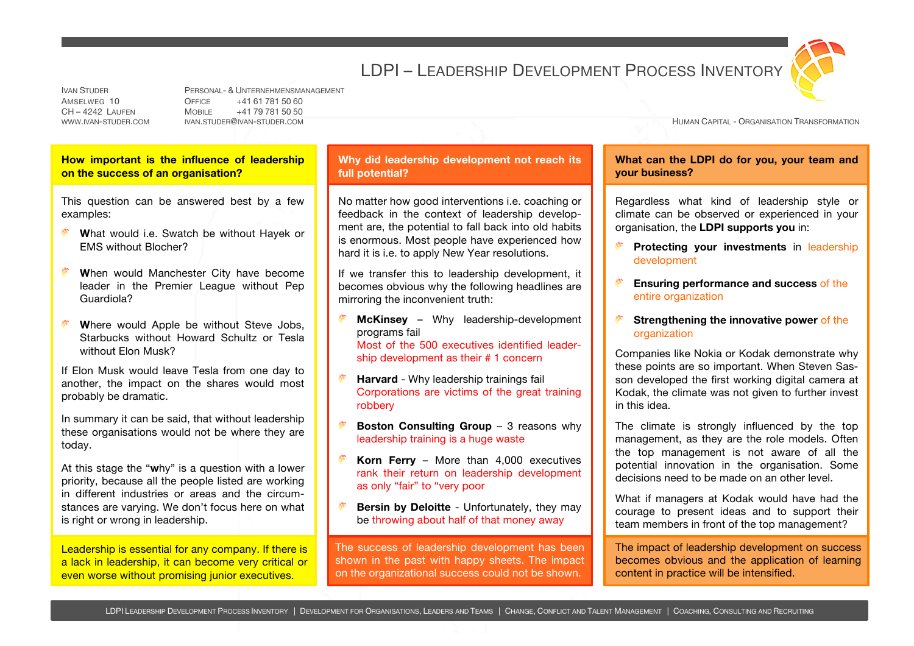# LDPI – Leadership Development Process Inventory

Ivan Studer
Amselweg 10
CH – 4242 Laufen
www.ivan-studer.com

Personal- & Unternehmensmanagement
Office +41 61 781 50 60
Mobile +41 79 781 50 50
ivan.studer@ivan-studer.com

Human Capital - Organisation Transformation

## How important is the influence of leadership on the success of an organisation?

This question can be answered best by a few examples:

- **W**hat would i.e. Swatch be without Hayek or EMS without Blocher?
- **W**hen would Manchester City have become leader in the Premier League without Pep Guardiola?
- **W**here would Apple be without Steve Jobs, Starbucks without Howard Schultz or Tesla without Elon Musk?

If Elon Musk would leave Tesla from one day to another, the impact on the shares would most probably be dramatic.

In summary it can be said, that without leadership these organisations would not be where they are today.

At this stage the "**w**hy" is a question with a lower priority, because all the people listed are working in different industries or areas and the circumstances are varying. We don't focus here on what is right or wrong in leadership.

Leadership is essential for any company. If there is a lack in leadership, it can become very critical or even worse without promising junior executives.

## Why did leadership development not reach its full potential?

No matter how good interventions i.e. coaching or feedback in the context of leadership development are, the potential to fall back into old habits is enormous. Most people have experienced how hard it is i.e. to apply New Year resolutions.

If we transfer this to leadership development, it becomes obvious why the following headlines are mirroring the inconvenient truth:

- **McKinsey** – Why leadership-development programs fail
  Most of the 500 executives identified leadership development as their # 1 concern
- **Harvard** - Why leadership trainings fail
  Corporations are victims of the great training robbery
- **Boston Consulting Group** – 3 reasons why leadership training is a huge waste
- **Korn Ferry** – More than 4,000 executives rank their return on leadership development as only "fair" to "very poor
- **Bersin by Deloitte** - Unfortunately, they may be throwing about half of that money away

The success of leadership development has been shown in the past with happy sheets. The impact on the organizational success could not be shown.

## What can the LDPI do for you, your team and your business?

Regardless what kind of leadership style or climate can be observed or experienced in your organisation, the **LDPI supports you** in:

- **Protecting your investments** in leadership development
- **Ensuring performance and success** of the entire organization
- **Strengthening the innovative power** of the organization

Companies like Nokia or Kodak demonstrate why these points are so important. When Steven Sasson developed the first working digital camera at Kodak, the climate was not given to further invest in this idea.

The climate is strongly influenced by the top management, as they are the role models. Often the top management is not aware of all the potential innovation in the organisation. Some decisions need to be made on an other level.

What if managers at Kodak would have had the courage to present ideas and to support their team members in front of the top management?

The impact of leadership development on success becomes obvious and the application of learning content in practice will be intensified.

LDPI Leadership Development Process Inventory | Development for Organisations, Leaders and Teams | Change, Conflict and Talent Management | Coaching, Consulting and Recruiting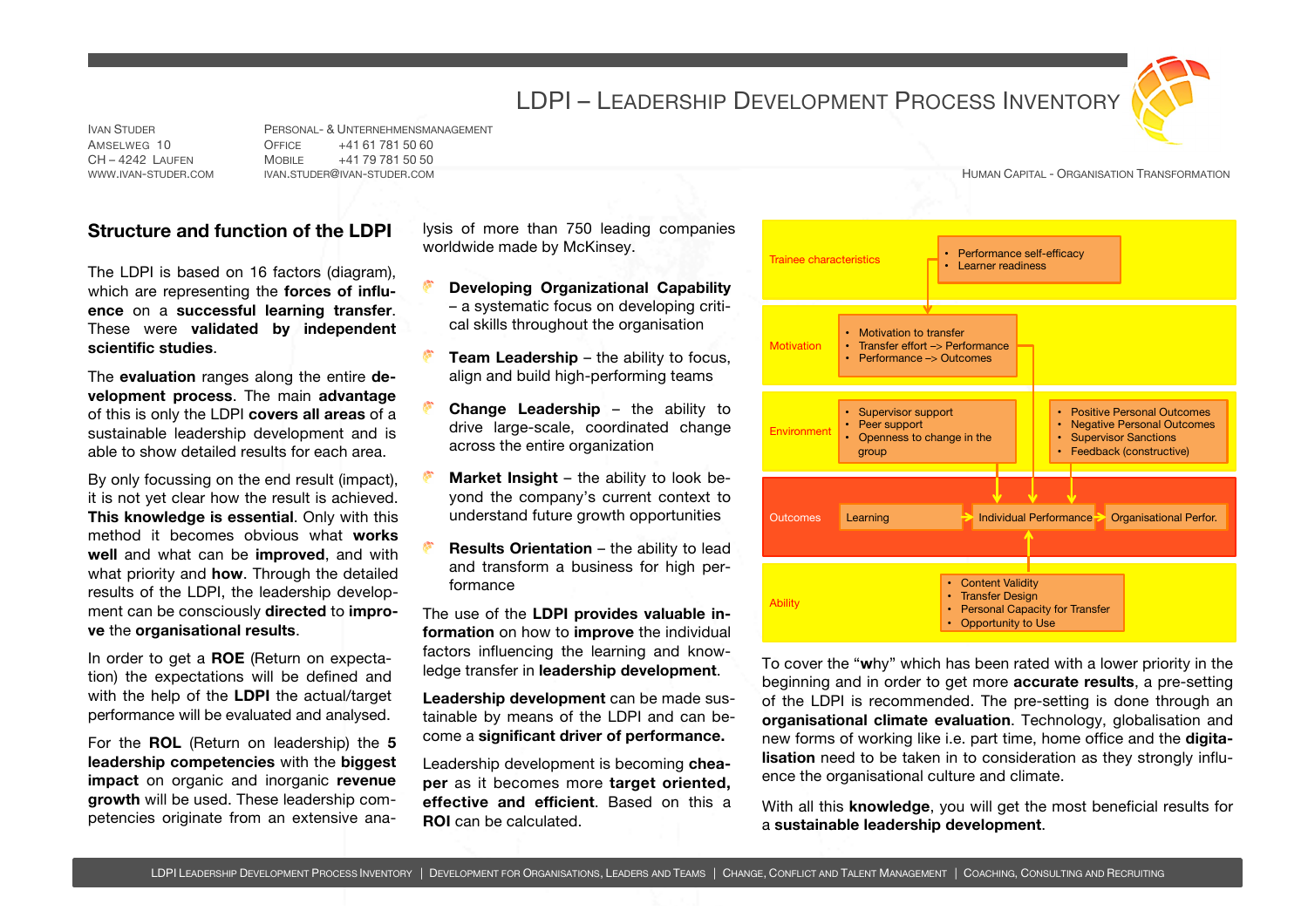# LDPI – Leadership Development Process Inventory

Ivan Studer
Amselweg 10
CH – 4242 Laufen
www.ivan-studer.com

Personal- & Unternehmensmanagement
Office +41 61 781 50 60
Mobile +41 79 781 50 50
ivan.studer@ivan-studer.com

Human Capital - Organisation Transformation

## Structure and function of the LDPI

The LDPI is based on 16 factors (diagram), which are representing the **forces of influence** on a **successful learning transfer**. These were **validated by independent scientific studies**.

The **evaluation** ranges along the entire **development process**. The main **advantage** of this is only the LDPI **covers all areas** of a sustainable leadership development and is able to show detailed results for each area.

By only focussing on the end result (impact), it is not yet clear how the result is achieved. **This knowledge is essential**. Only with this method it becomes obvious what **works well** and what can be **improved**, and with what priority and **how**. Through the detailed results of the LDPI, the leadership development can be consciously **directed** to **improve** the **organisational results**.

In order to get a **ROE** (Return on expectation) the expectations will be defined and with the help of the **LDPI** the actual/target performance will be evaluated and analysed.

For the **ROL** (Return on leadership) the **5 leadership competencies** with the **biggest impact** on organic and inorganic **revenue growth** will be used. These leadership competencies originate from an extensive analysis of more than 750 leading companies worldwide made by McKinsey.

- **Developing Organizational Capability** – a systematic focus on developing critical skills throughout the organisation
- **Team Leadership** – the ability to focus, align and build high-performing teams
- **Change Leadership** – the ability to drive large-scale, coordinated change across the entire organization
- **Market Insight** – the ability to look beyond the company's current context to understand future growth opportunities
- **Results Orientation** – the ability to lead and transform a business for high performance

The use of the **LDPI provides valuable information** on how to **improve** the individual factors influencing the learning and knowledge transfer in **leadership development**.

**Leadership development** can be made sustainable by means of the LDPI and can become a **significant driver of performance.**

Leadership development is becoming **cheaper** as it becomes more **target oriented, effective and efficient**. Based on this a **ROI** can be calculated.

Trainee characteristics
- Performance self-efficacy
- Learner readiness

Motivation
- Motivation to transfer
- Transfer effort –> Performance
- Performance –> Outcomes

Environment
- Supervisor support
- Peer support
- Openness to change in the group

- Positive Personal Outcomes
- Negative Personal Outcomes
- Supervisor Sanctions
- Feedback (constructive)

Outcomes
Learning
Individual Performance
Organisational Perfor.

Ability
- Content Validity
- Transfer Design
- Personal Capacity for Transfer
- Opportunity to Use

To cover the "**w**hy" which has been rated with a lower priority in the beginning and in order to get more **accurate results**, a pre-setting of the LDPI is recommended. The pre-setting is done through an **organisational climate evaluation**. Technology, globalisation and new forms of working like i.e. part time, home office and the **digitalisation** need to be taken in to consideration as they strongly influence the organisational culture and climate.

With all this **knowledge**, you will get the most beneficial results for a **sustainable leadership development**.